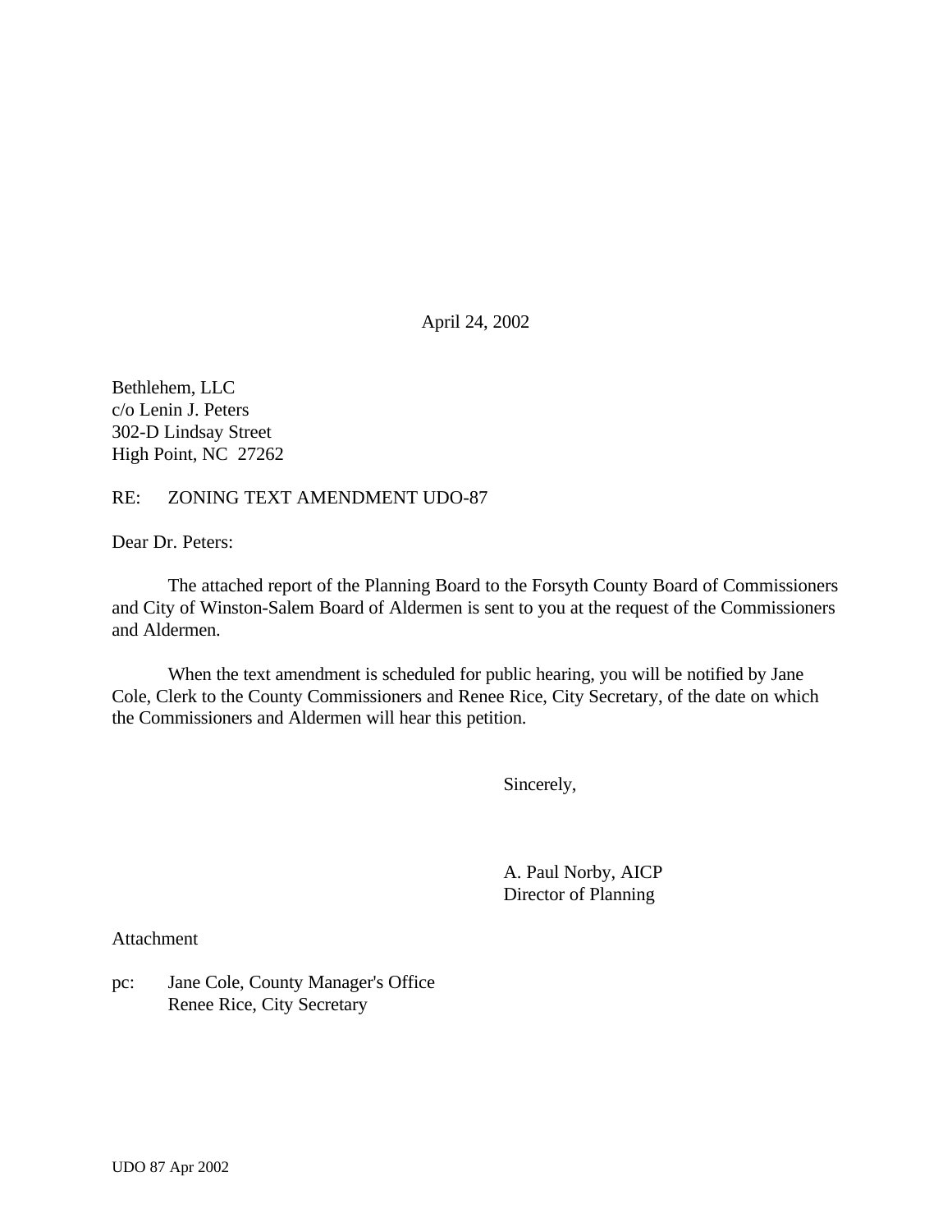April 24, 2002

Bethlehem, LLC
c/o Lenin J. Peters
302-D Lindsay Street
High Point, NC 27262

RE: ZONING TEXT AMENDMENT UDO-87

Dear Dr. Peters:

The attached report of the Planning Board to the Forsyth County Board of Commissioners and City of Winston-Salem Board of Aldermen is sent to you at the request of the Commissioners and Aldermen.

When the text amendment is scheduled for public hearing, you will be notified by Jane Cole, Clerk to the County Commissioners and Renee Rice, City Secretary, of the date on which the Commissioners and Aldermen will hear this petition.

Sincerely,

A. Paul Norby, AICP
Director of Planning

Attachment

pc: Jane Cole, County Manager's Office
Renee Rice, City Secretary

UDO 87 Apr 2002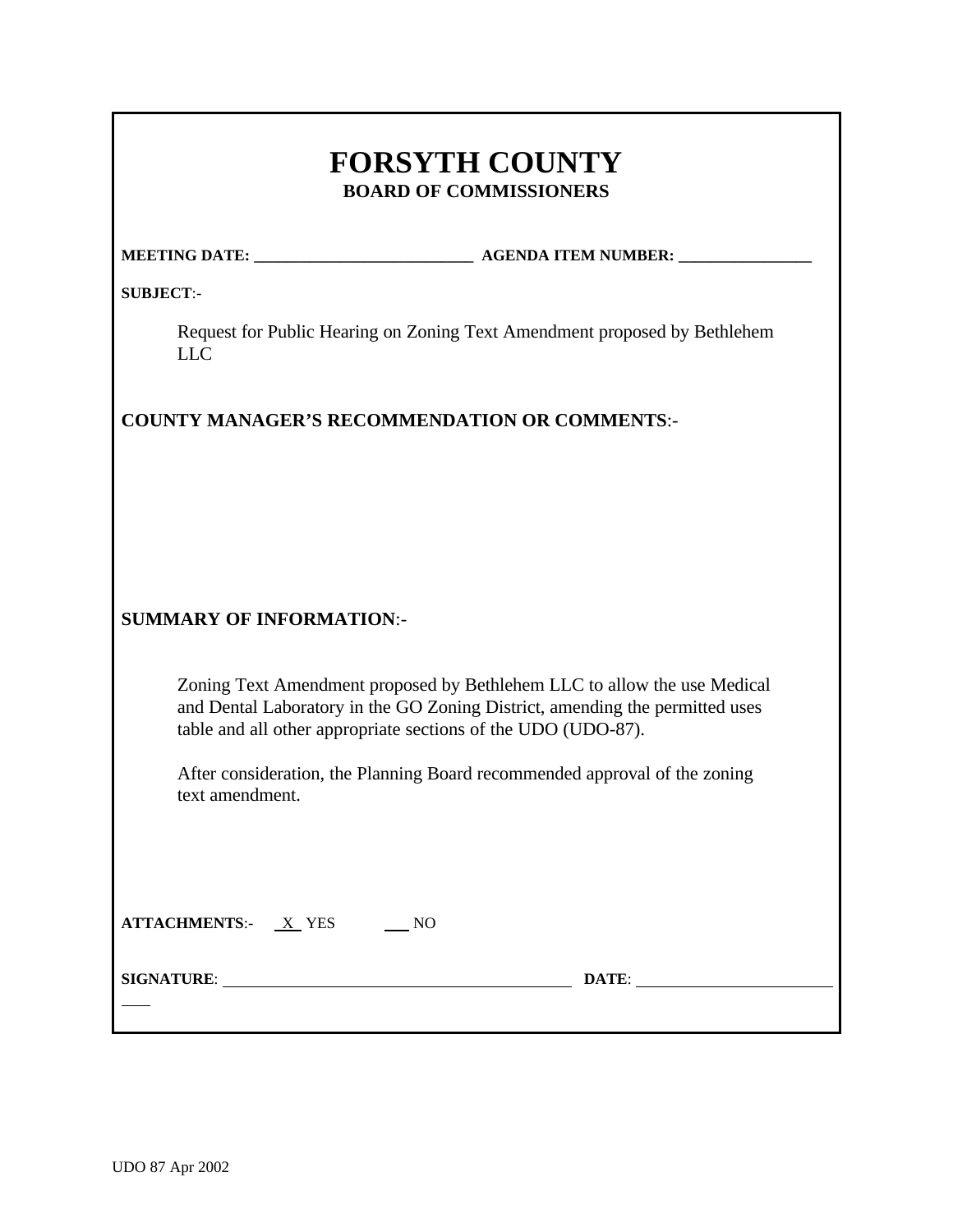# FORSYTH COUNTY

## BOARD OF COMMISSIONERS

**MEETING DATE:** ___________________________ **AGENDA ITEM NUMBER:** ________________

**SUBJECT**:-

Request for Public Hearing on Zoning Text Amendment proposed by Bethlehem LLC

**COUNTY MANAGER'S RECOMMENDATION OR COMMENTS**:-

**SUMMARY OF INFORMATION**:-

Zoning Text Amendment proposed by Bethlehem LLC to allow the use Medical and Dental Laboratory in the GO Zoning District, amending the permitted uses table and all other appropriate sections of the UDO (UDO-87).

After consideration, the Planning Board recommended approval of the zoning text amendment.

**ATTACHMENTS**:- X YES ___ NO

**SIGNATURE**: ___________________________________________ **DATE**: ________________________

UDO 87 Apr 2002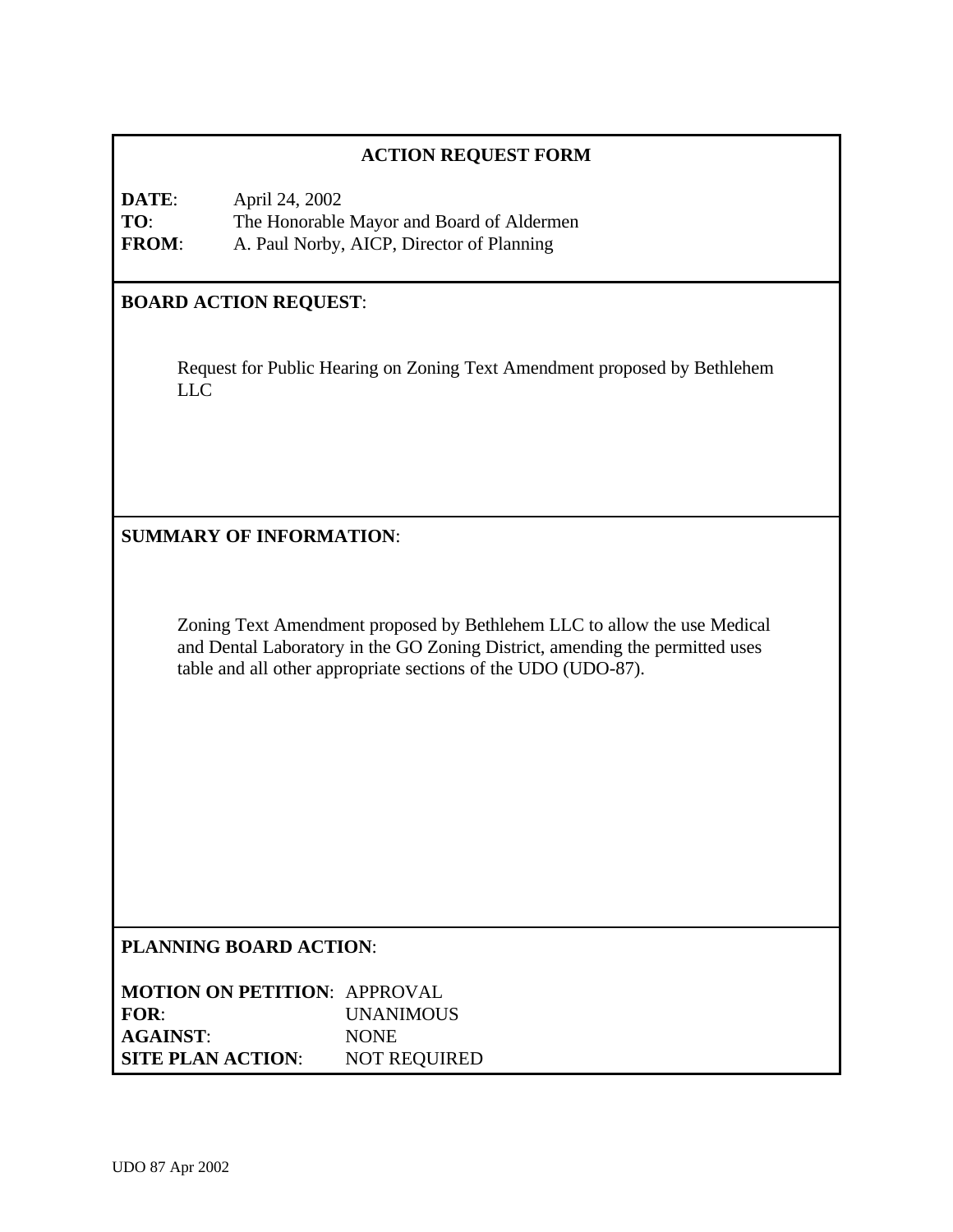# ACTION REQUEST FORM

**DATE**: April 24, 2002
**TO**: The Honorable Mayor and Board of Aldermen
**FROM**: A. Paul Norby, AICP, Director of Planning

## BOARD ACTION REQUEST:

Request for Public Hearing on Zoning Text Amendment proposed by Bethlehem LLC

## SUMMARY OF INFORMATION:

Zoning Text Amendment proposed by Bethlehem LLC to allow the use Medical and Dental Laboratory in the GO Zoning District, amending the permitted uses table and all other appropriate sections of the UDO (UDO-87).

## PLANNING BOARD ACTION:

**MOTION ON PETITION**: APPROVAL
**FOR**: UNANIMOUS
**AGAINST**: NONE
**SITE PLAN ACTION**: NOT REQUIRED

UDO 87 Apr 2002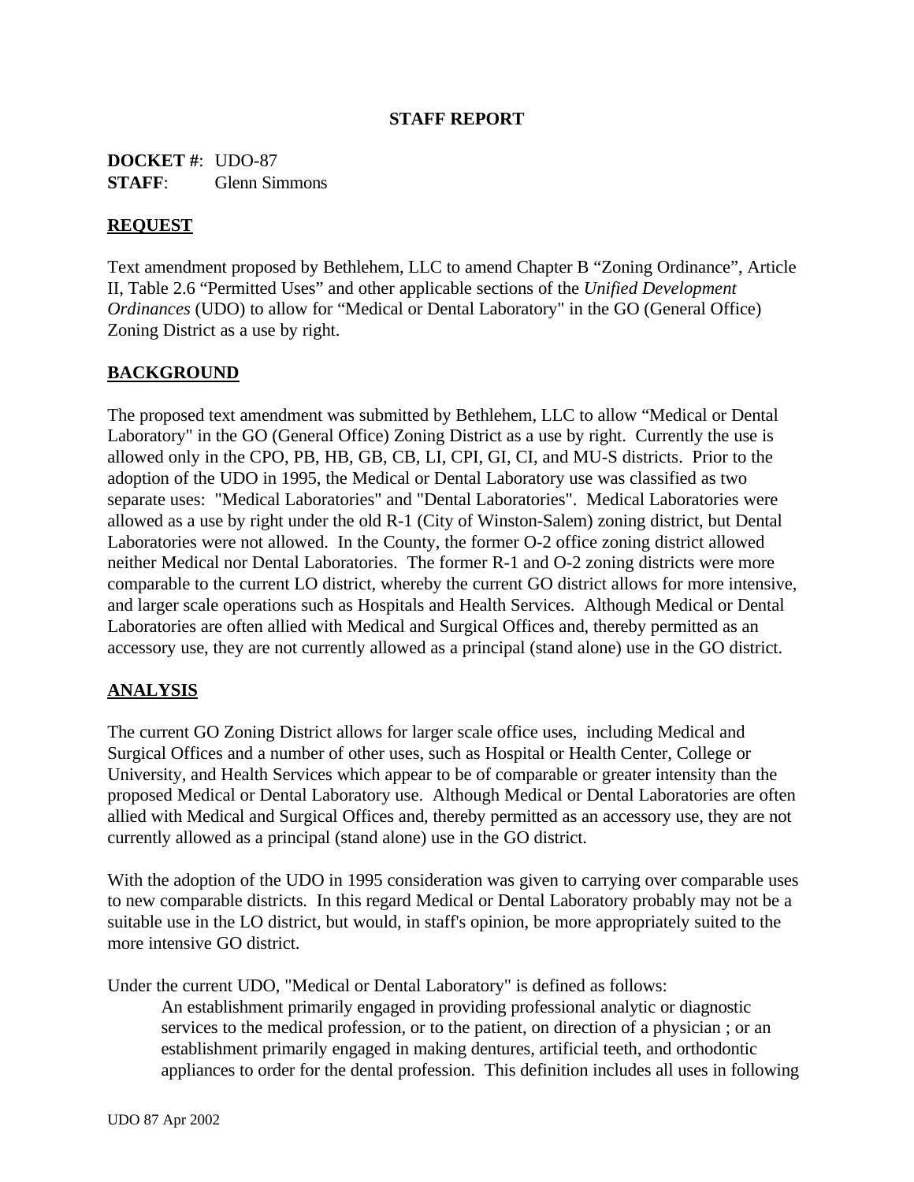# STAFF REPORT

**DOCKET #**: UDO-87
**STAFF**: Glenn Simmons

## REQUEST

Text amendment proposed by Bethlehem, LLC to amend Chapter B "Zoning Ordinance", Article II, Table 2.6 "Permitted Uses" and other applicable sections of the *Unified Development Ordinances* (UDO) to allow for "Medical or Dental Laboratory" in the GO (General Office) Zoning District as a use by right.

## BACKGROUND

The proposed text amendment was submitted by Bethlehem, LLC to allow "Medical or Dental Laboratory" in the GO (General Office) Zoning District as a use by right. Currently the use is allowed only in the CPO, PB, HB, GB, CB, LI, CPI, GI, CI, and MU-S districts. Prior to the adoption of the UDO in 1995, the Medical or Dental Laboratory use was classified as two separate uses: "Medical Laboratories" and "Dental Laboratories". Medical Laboratories were allowed as a use by right under the old R-1 (City of Winston-Salem) zoning district, but Dental Laboratories were not allowed. In the County, the former O-2 office zoning district allowed neither Medical nor Dental Laboratories. The former R-1 and O-2 zoning districts were more comparable to the current LO district, whereby the current GO district allows for more intensive, and larger scale operations such as Hospitals and Health Services. Although Medical or Dental Laboratories are often allied with Medical and Surgical Offices and, thereby permitted as an accessory use, they are not currently allowed as a principal (stand alone) use in the GO district.

## ANALYSIS

The current GO Zoning District allows for larger scale office uses, including Medical and Surgical Offices and a number of other uses, such as Hospital or Health Center, College or University, and Health Services which appear to be of comparable or greater intensity than the proposed Medical or Dental Laboratory use. Although Medical or Dental Laboratories are often allied with Medical and Surgical Offices and, thereby permitted as an accessory use, they are not currently allowed as a principal (stand alone) use in the GO district.

With the adoption of the UDO in 1995 consideration was given to carrying over comparable uses to new comparable districts. In this regard Medical or Dental Laboratory probably may not be a suitable use in the LO district, but would, in staff's opinion, be more appropriately suited to the more intensive GO district.

Under the current UDO, "Medical or Dental Laboratory" is defined as follows:

> An establishment primarily engaged in providing professional analytic or diagnostic services to the medical profession, or to the patient, on direction of a physician ; or an establishment primarily engaged in making dentures, artificial teeth, and orthodontic appliances to order for the dental profession. This definition includes all uses in following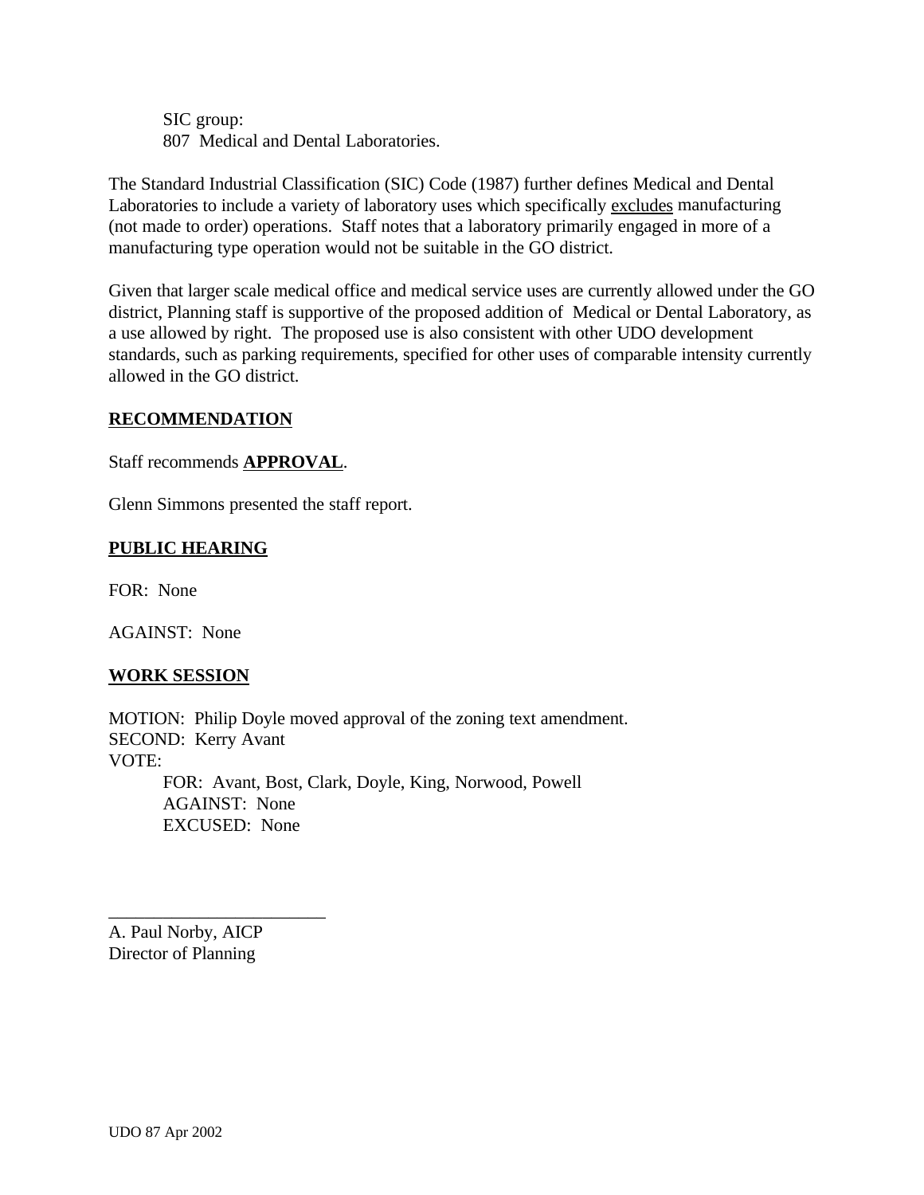SIC group:
807 Medical and Dental Laboratories.

The Standard Industrial Classification (SIC) Code (1987) further defines Medical and Dental Laboratories to include a variety of laboratory uses which specifically <u>excludes</u> manufacturing (not made to order) operations. Staff notes that a laboratory primarily engaged in more of a manufacturing type operation would not be suitable in the GO district.

Given that larger scale medical office and medical service uses are currently allowed under the GO district, Planning staff is supportive of the proposed addition of Medical or Dental Laboratory, as a use allowed by right. The proposed use is also consistent with other UDO development standards, such as parking requirements, specified for other uses of comparable intensity currently allowed in the GO district.

## RECOMMENDATION

Staff recommends **APPROVAL**.

Glenn Simmons presented the staff report.

## PUBLIC HEARING

FOR: None

AGAINST: None

## WORK SESSION

MOTION: Philip Doyle moved approval of the zoning text amendment.
SECOND: Kerry Avant
VOTE:
- FOR: Avant, Bost, Clark, Doyle, King, Norwood, Powell
- AGAINST: None
- EXCUSED: None

\_\_\_\_\_\_\_\_\_\_\_\_\_\_\_\_\_\_\_\_\_\_\_\_\_\_\_\_

A. Paul Norby, AICP
Director of Planning

UDO 87 Apr 2002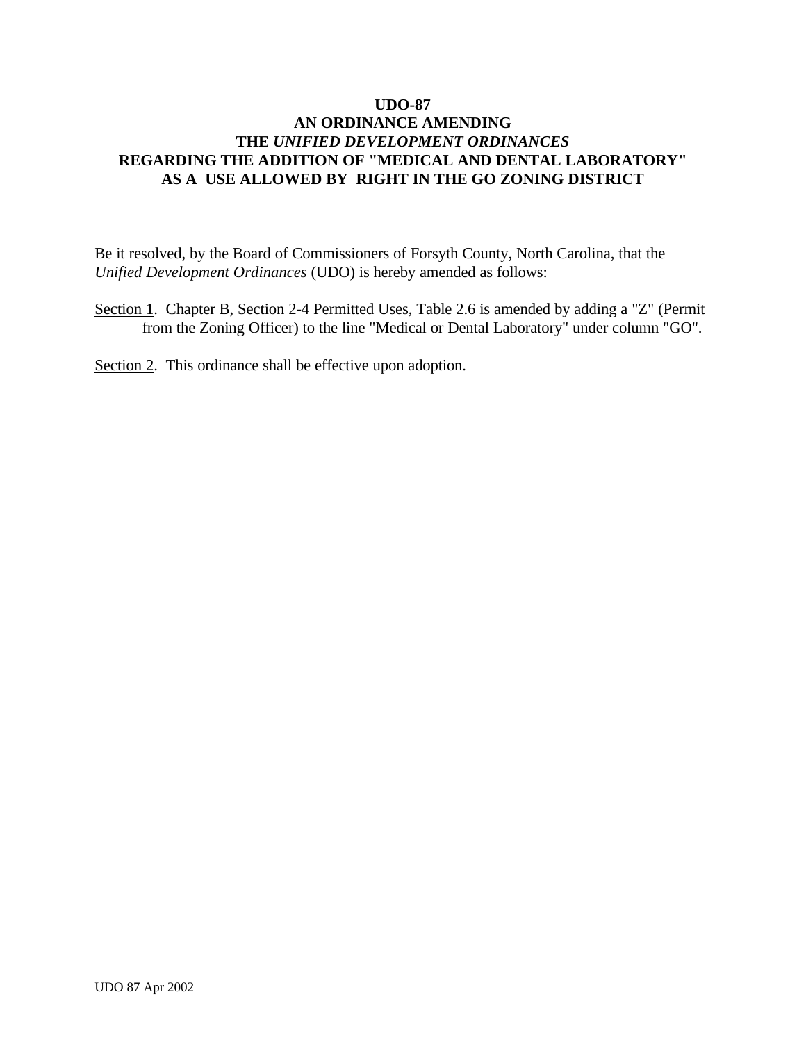# UDO-87
# AN ORDINANCE AMENDING
# THE *UNIFIED DEVELOPMENT ORDINANCES*
# REGARDING THE ADDITION OF "MEDICAL AND DENTAL LABORATORY" AS A USE ALLOWED BY RIGHT IN THE GO ZONING DISTRICT

Be it resolved, by the Board of Commissioners of Forsyth County, North Carolina, that the *Unified Development Ordinances* (UDO) is hereby amended as follows:

Section 1. Chapter B, Section 2-4 Permitted Uses, Table 2.6 is amended by adding a "Z" (Permit from the Zoning Officer) to the line "Medical or Dental Laboratory" under column "GO".

Section 2. This ordinance shall be effective upon adoption.

UDO 87 Apr 2002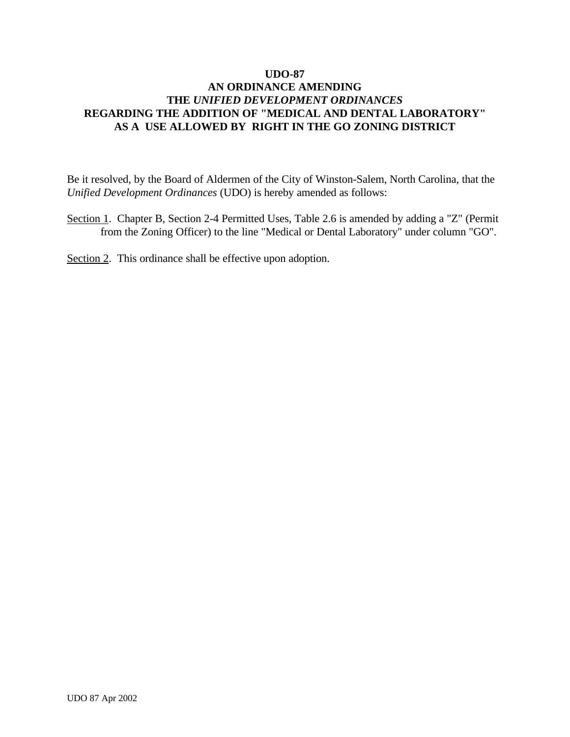# UDO-87
# AN ORDINANCE AMENDING
# THE *UNIFIED DEVELOPMENT ORDINANCES*
# REGARDING THE ADDITION OF "MEDICAL AND DENTAL LABORATORY" AS A USE ALLOWED BY RIGHT IN THE GO ZONING DISTRICT

Be it resolved, by the Board of Aldermen of the City of Winston-Salem, North Carolina, that the *Unified Development Ordinances* (UDO) is hereby amended as follows:

Section 1. Chapter B, Section 2-4 Permitted Uses, Table 2.6 is amended by adding a "Z" (Permit from the Zoning Officer) to the line "Medical or Dental Laboratory" under column "GO".

Section 2. This ordinance shall be effective upon adoption.

UDO 87 Apr 2002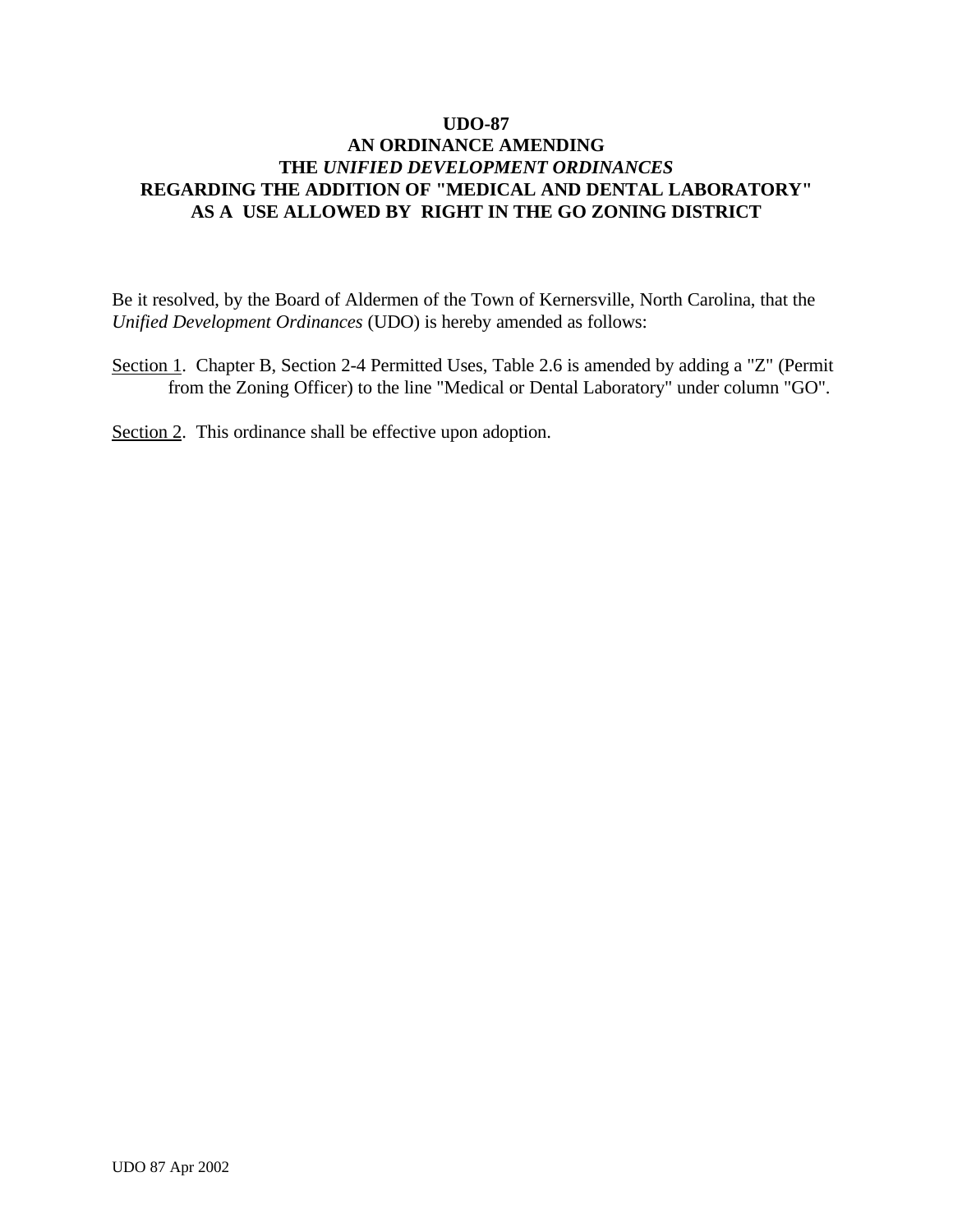**UDO-87**
**AN ORDINANCE AMENDING**
**THE *UNIFIED DEVELOPMENT ORDINANCES***
**REGARDING THE ADDITION OF "MEDICAL AND DENTAL LABORATORY"**
**AS A USE ALLOWED BY RIGHT IN THE GO ZONING DISTRICT**

Be it resolved, by the Board of Aldermen of the Town of Kernersville, North Carolina, that the *Unified Development Ordinances* (UDO) is hereby amended as follows:

Section 1. Chapter B, Section 2-4 Permitted Uses, Table 2.6 is amended by adding a "Z" (Permit from the Zoning Officer) to the line "Medical or Dental Laboratory" under column "GO".

Section 2. This ordinance shall be effective upon adoption.

UDO 87 Apr 2002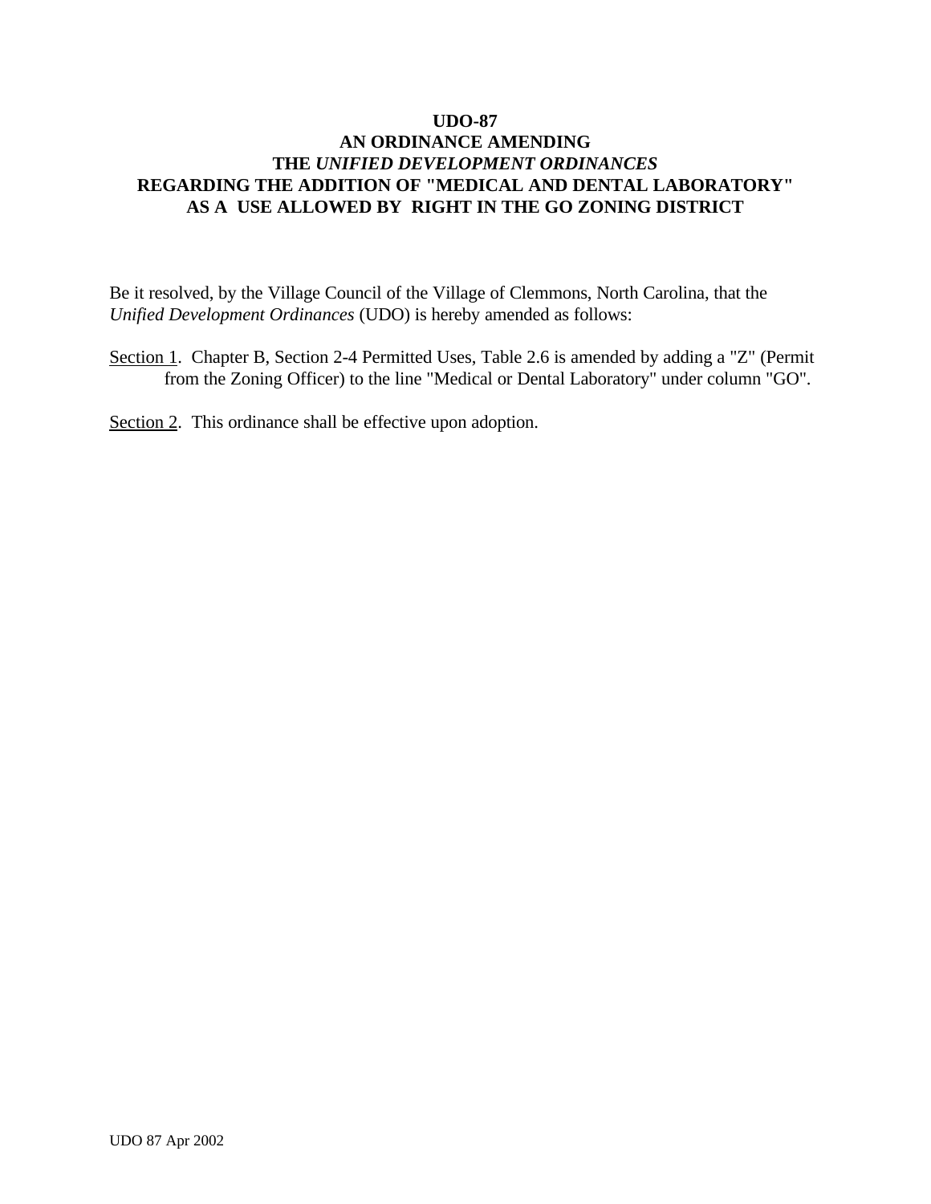# UDO-87
# AN ORDINANCE AMENDING
# THE *UNIFIED DEVELOPMENT ORDINANCES*
# REGARDING THE ADDITION OF "MEDICAL AND DENTAL LABORATORY" AS A USE ALLOWED BY RIGHT IN THE GO ZONING DISTRICT

Be it resolved, by the Village Council of the Village of Clemmons, North Carolina, that the *Unified Development Ordinances* (UDO) is hereby amended as follows:

<u>Section 1</u>. Chapter B, Section 2-4 Permitted Uses, Table 2.6 is amended by adding a "Z" (Permit from the Zoning Officer) to the line "Medical or Dental Laboratory" under column "GO".

<u>Section 2</u>. This ordinance shall be effective upon adoption.

UDO 87 Apr 2002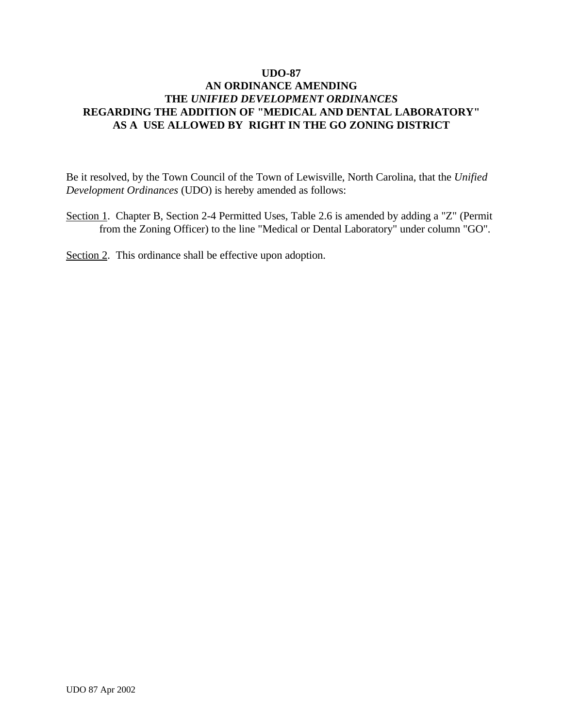**UDO-87**
**AN ORDINANCE AMENDING**
**THE *UNIFIED DEVELOPMENT ORDINANCES***
**REGARDING THE ADDITION OF "MEDICAL AND DENTAL LABORATORY"**
**AS A USE ALLOWED BY RIGHT IN THE GO ZONING DISTRICT**

Be it resolved, by the Town Council of the Town of Lewisville, North Carolina, that the *Unified Development Ordinances* (UDO) is hereby amended as follows:

Section 1. Chapter B, Section 2-4 Permitted Uses, Table 2.6 is amended by adding a "Z" (Permit from the Zoning Officer) to the line "Medical or Dental Laboratory" under column "GO".

Section 2. This ordinance shall be effective upon adoption.

UDO 87 Apr 2002